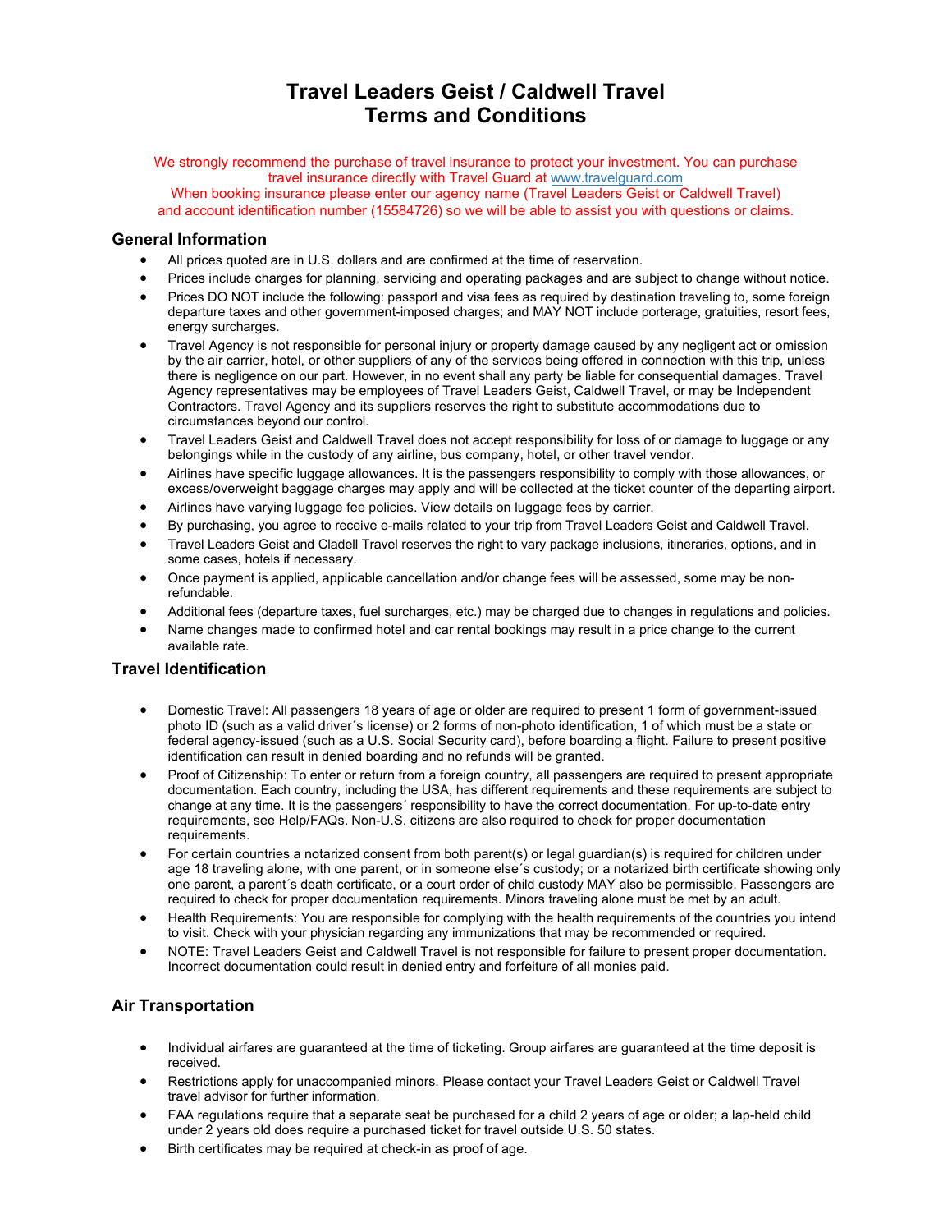# Travel Leaders Geist / Caldwell Travel
# Terms and Conditions

We strongly recommend the purchase of travel insurance to protect your investment. You can purchase travel insurance directly with Travel Guard at www.travelguard.com
When booking insurance please enter our agency name (Travel Leaders Geist or Caldwell Travel) and account identification number (15584726) so we will be able to assist you with questions or claims.

## General Information

- All prices quoted are in U.S. dollars and are confirmed at the time of reservation.
- Prices include charges for planning, servicing and operating packages and are subject to change without notice.
- Prices DO NOT include the following: passport and visa fees as required by destination traveling to, some foreign departure taxes and other government-imposed charges; and MAY NOT include porterage, gratuities, resort fees, energy surcharges.
- Travel Agency is not responsible for personal injury or property damage caused by any negligent act or omission by the air carrier, hotel, or other suppliers of any of the services being offered in connection with this trip, unless there is negligence on our part. However, in no event shall any party be liable for consequential damages. Travel Agency representatives may be employees of Travel Leaders Geist, Caldwell Travel, or may be Independent Contractors. Travel Agency and its suppliers reserves the right to substitute accommodations due to circumstances beyond our control.
- Travel Leaders Geist and Caldwell Travel does not accept responsibility for loss of or damage to luggage or any belongings while in the custody of any airline, bus company, hotel, or other travel vendor.
- Airlines have specific luggage allowances. It is the passengers responsibility to comply with those allowances, or excess/overweight baggage charges may apply and will be collected at the ticket counter of the departing airport.
- Airlines have varying luggage fee policies. View details on luggage fees by carrier.
- By purchasing, you agree to receive e-mails related to your trip from Travel Leaders Geist and Caldwell Travel.
- Travel Leaders Geist and Cladell Travel reserves the right to vary package inclusions, itineraries, options, and in some cases, hotels if necessary.
- Once payment is applied, applicable cancellation and/or change fees will be assessed, some may be non-refundable.
- Additional fees (departure taxes, fuel surcharges, etc.) may be charged due to changes in regulations and policies.
- Name changes made to confirmed hotel and car rental bookings may result in a price change to the current available rate.

## Travel Identification

- Domestic Travel: All passengers 18 years of age or older are required to present 1 form of government-issued photo ID (such as a valid driver´s license) or 2 forms of non-photo identification, 1 of which must be a state or federal agency-issued (such as a U.S. Social Security card), before boarding a flight. Failure to present positive identification can result in denied boarding and no refunds will be granted.
- Proof of Citizenship: To enter or return from a foreign country, all passengers are required to present appropriate documentation. Each country, including the USA, has different requirements and these requirements are subject to change at any time. It is the passengers´ responsibility to have the correct documentation. For up-to-date entry requirements, see Help/FAQs. Non-U.S. citizens are also required to check for proper documentation requirements.
- For certain countries a notarized consent from both parent(s) or legal guardian(s) is required for children under age 18 traveling alone, with one parent, or in someone else´s custody; or a notarized birth certificate showing only one parent, a parent´s death certificate, or a court order of child custody MAY also be permissible. Passengers are required to check for proper documentation requirements. Minors traveling alone must be met by an adult.
- Health Requirements: You are responsible for complying with the health requirements of the countries you intend to visit. Check with your physician regarding any immunizations that may be recommended or required.
- NOTE: Travel Leaders Geist and Caldwell Travel is not responsible for failure to present proper documentation. Incorrect documentation could result in denied entry and forfeiture of all monies paid.

## Air Transportation

- Individual airfares are guaranteed at the time of ticketing. Group airfares are guaranteed at the time deposit is received.
- Restrictions apply for unaccompanied minors. Please contact your Travel Leaders Geist or Caldwell Travel travel advisor for further information.
- FAA regulations require that a separate seat be purchased for a child 2 years of age or older; a lap-held child under 2 years old does require a purchased ticket for travel outside U.S. 50 states.
- Birth certificates may be required at check-in as proof of age.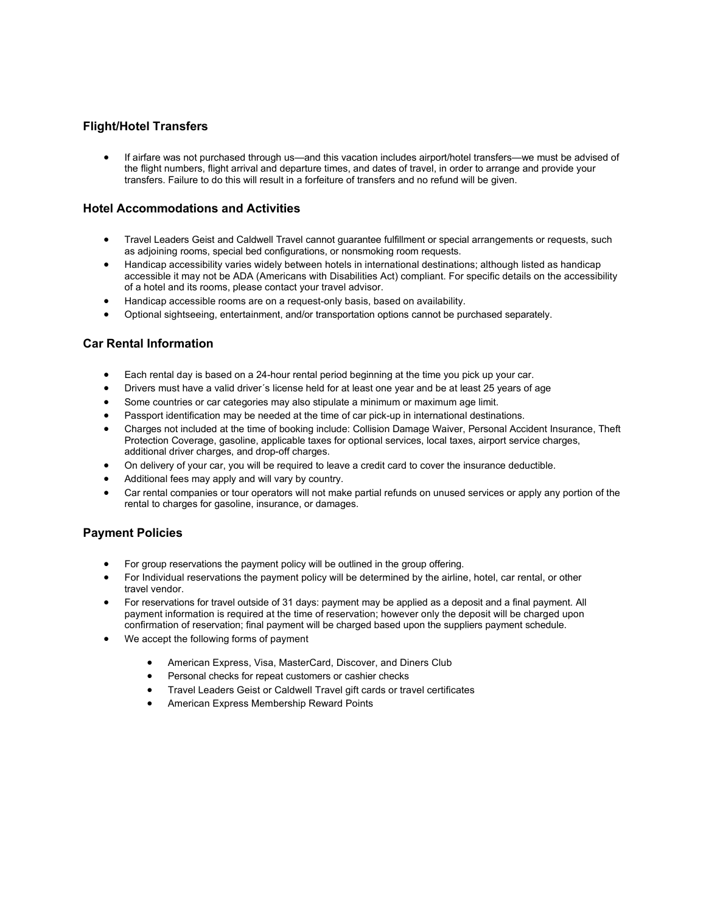## Flight/Hotel Transfers

- If airfare was not purchased through us—and this vacation includes airport/hotel transfers—we must be advised of the flight numbers, flight arrival and departure times, and dates of travel, in order to arrange and provide your transfers. Failure to do this will result in a forfeiture of transfers and no refund will be given.

## Hotel Accommodations and Activities

- Travel Leaders Geist and Caldwell Travel cannot guarantee fulfillment or special arrangements or requests, such as adjoining rooms, special bed configurations, or nonsmoking room requests.
- Handicap accessibility varies widely between hotels in international destinations; although listed as handicap accessible it may not be ADA (Americans with Disabilities Act) compliant. For specific details on the accessibility of a hotel and its rooms, please contact your travel advisor.
- Handicap accessible rooms are on a request-only basis, based on availability.
- Optional sightseeing, entertainment, and/or transportation options cannot be purchased separately.

## Car Rental Information

- Each rental day is based on a 24-hour rental period beginning at the time you pick up your car.
- Drivers must have a valid driver´s license held for at least one year and be at least 25 years of age
- Some countries or car categories may also stipulate a minimum or maximum age limit.
- Passport identification may be needed at the time of car pick-up in international destinations.
- Charges not included at the time of booking include: Collision Damage Waiver, Personal Accident Insurance, Theft Protection Coverage, gasoline, applicable taxes for optional services, local taxes, airport service charges, additional driver charges, and drop-off charges.
- On delivery of your car, you will be required to leave a credit card to cover the insurance deductible.
- Additional fees may apply and will vary by country.
- Car rental companies or tour operators will not make partial refunds on unused services or apply any portion of the rental to charges for gasoline, insurance, or damages.

## Payment Policies

- For group reservations the payment policy will be outlined in the group offering.
- For Individual reservations the payment policy will be determined by the airline, hotel, car rental, or other travel vendor.
- For reservations for travel outside of 31 days: payment may be applied as a deposit and a final payment. All payment information is required at the time of reservation; however only the deposit will be charged upon confirmation of reservation; final payment will be charged based upon the suppliers payment schedule.
- We accept the following forms of payment
  - American Express, Visa, MasterCard, Discover, and Diners Club
  - Personal checks for repeat customers or cashier checks
  - Travel Leaders Geist or Caldwell Travel gift cards or travel certificates
  - American Express Membership Reward Points